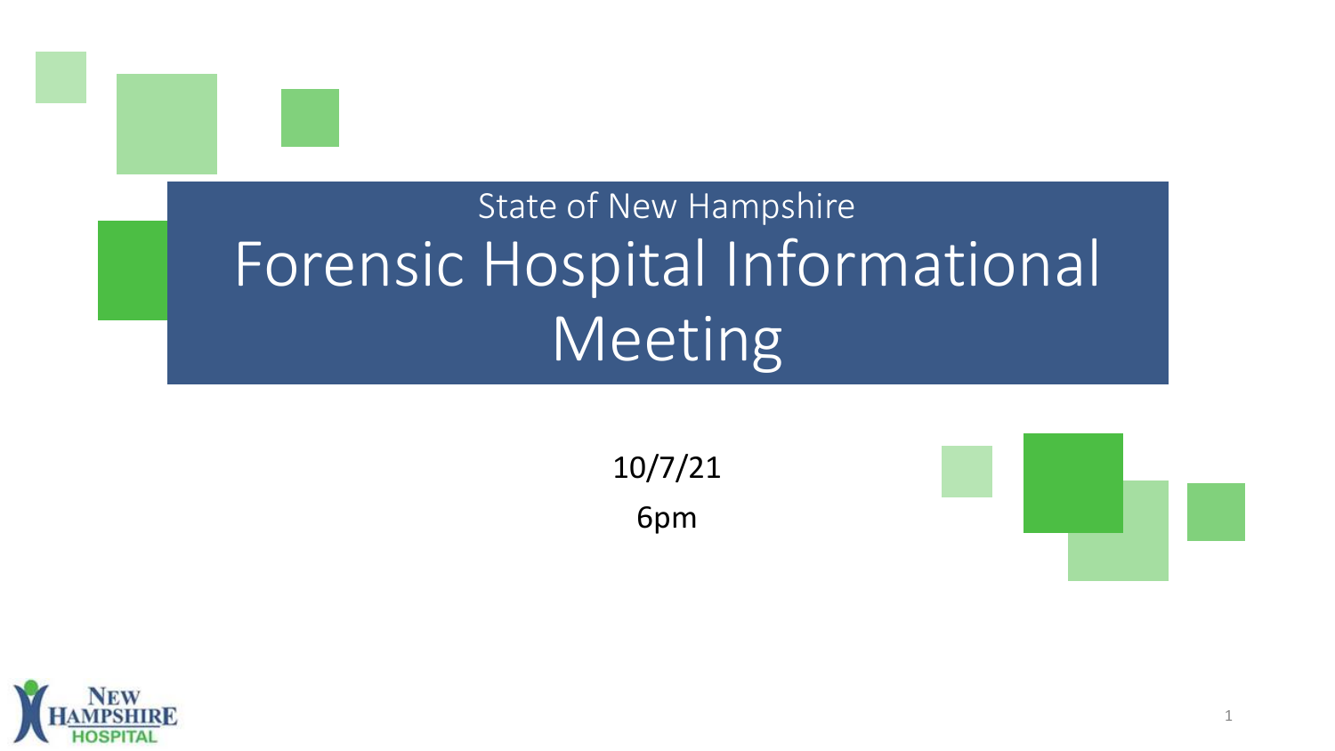State of New Hampshire

# Forensic Hospital Informational Meeting

10/7/21

6pm

NEW HAMPSHIRE HOSPITAL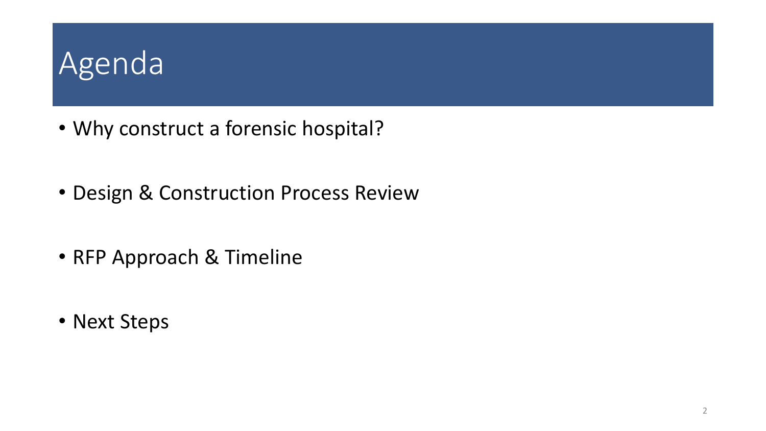# Agenda

- Why construct a forensic hospital?
- Design & Construction Process Review
- RFP Approach & Timeline
- Next Steps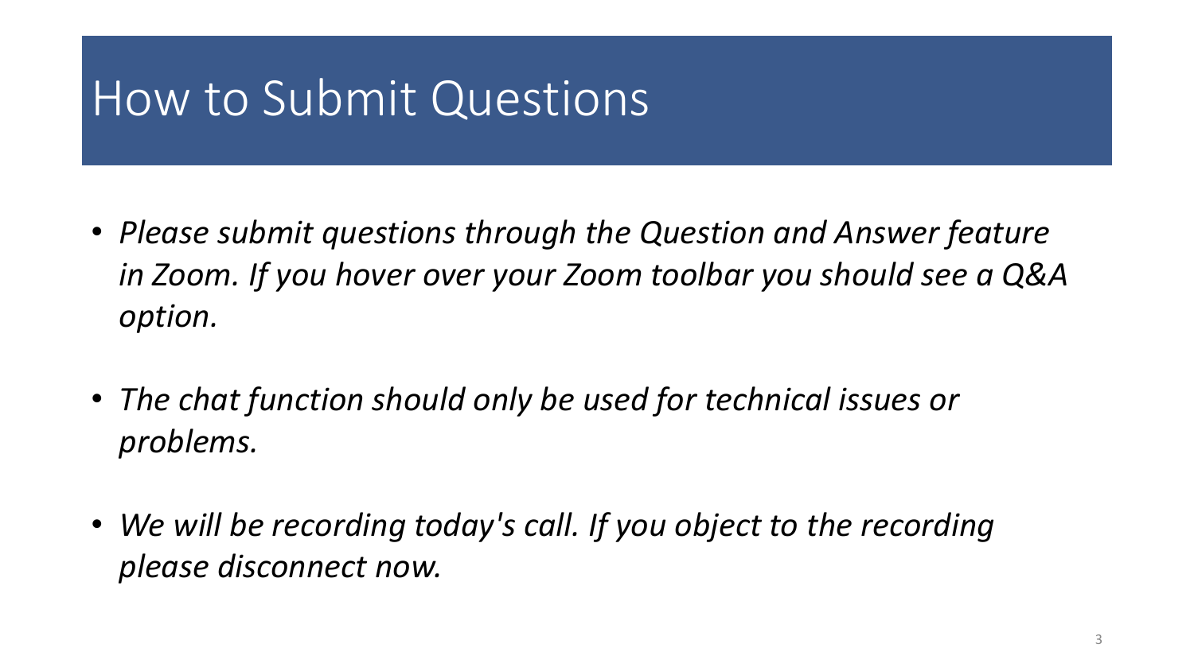# How to Submit Questions

- *Please submit questions through the Question and Answer feature in Zoom. If you hover over your Zoom toolbar you should see a Q&A option.*
- *The chat function should only be used for technical issues or problems.*
- *We will be recording today's call. If you object to the recording please disconnect now.*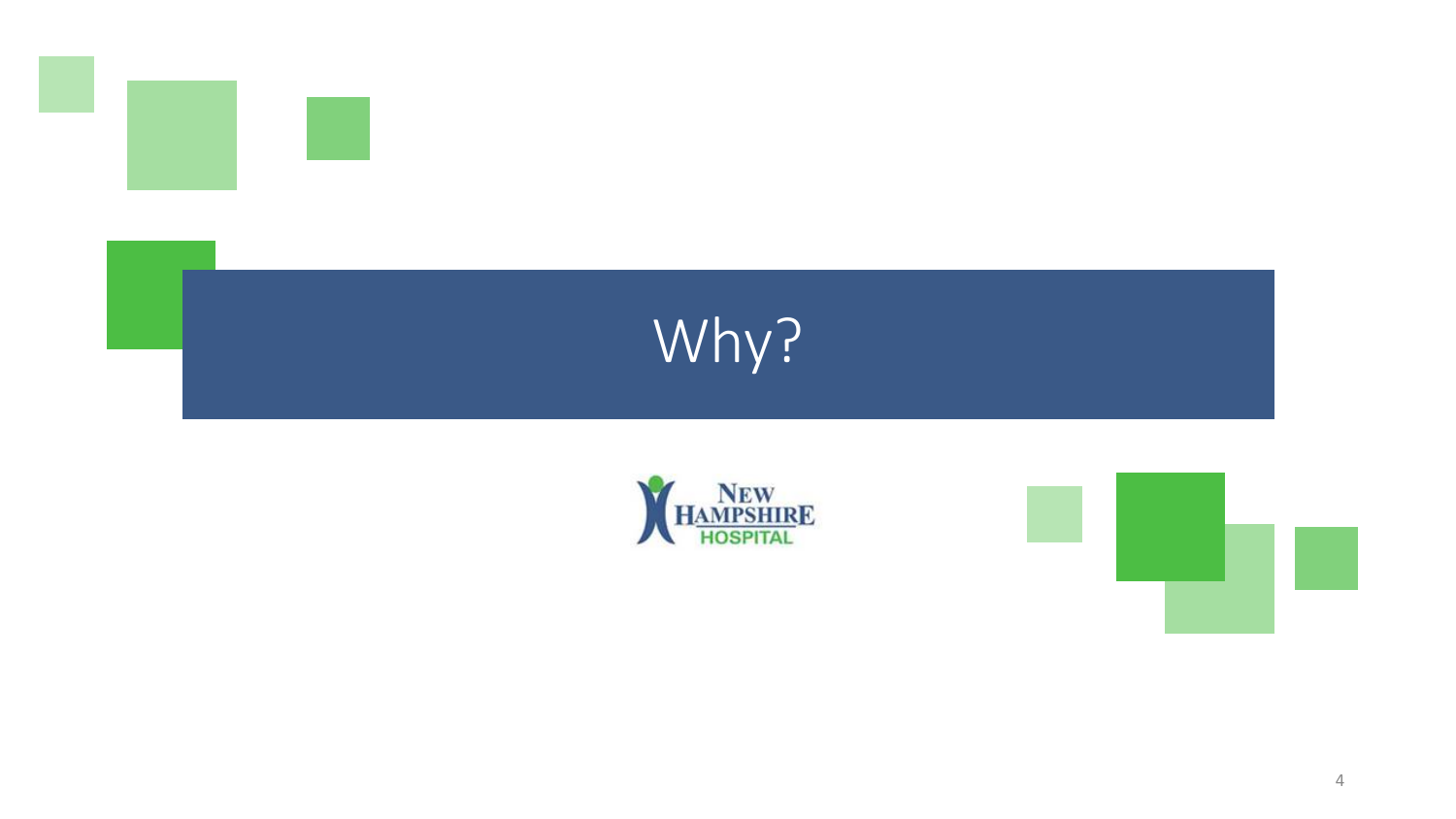# Why?

NEW HAMPSHIRE HOSPITAL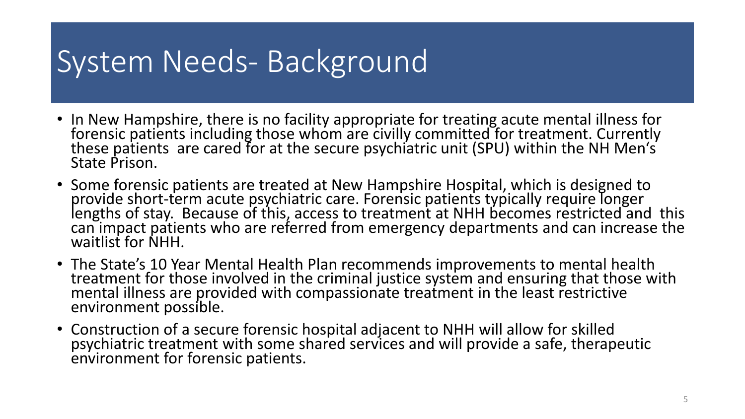# System Needs- Background

- In New Hampshire, there is no facility appropriate for treating acute mental illness for forensic patients including those whom are civilly committed for treatment. Currently these patients are cared for at the secure psychiatric unit (SPU) within the NH Men's State Prison.
- Some forensic patients are treated at New Hampshire Hospital, which is designed to provide short-term acute psychiatric care. Forensic patients typically require longer lengths of stay. Because of this, access to treatment at NHH becomes restricted and this can impact patients who are referred from emergency departments and can increase the waitlist for NHH.
- The State's 10 Year Mental Health Plan recommends improvements to mental health treatment for those involved in the criminal justice system and ensuring that those with mental illness are provided with compassionate treatment in the least restrictive environment possible.
- Construction of a secure forensic hospital adjacent to NHH will allow for skilled psychiatric treatment with some shared services and will provide a safe, therapeutic environment for forensic patients.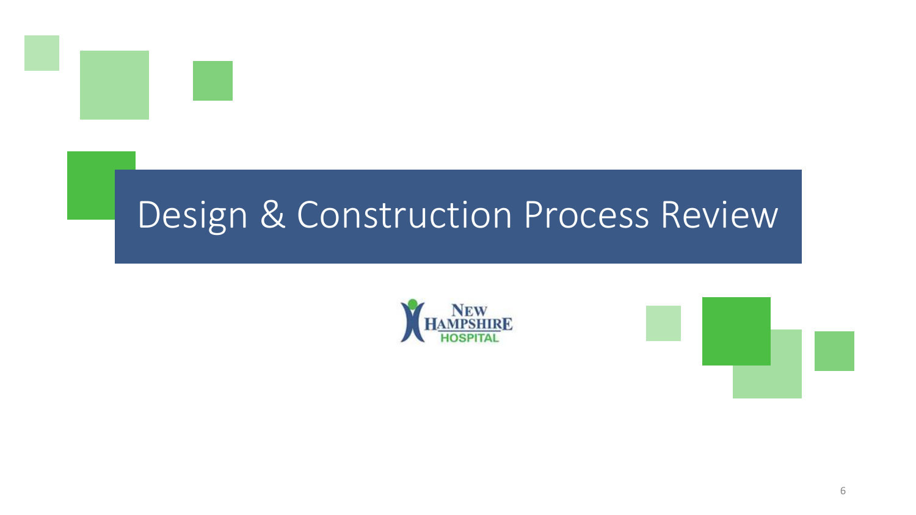# Design & Construction Process Review

NEW HAMPSHIRE HOSPITAL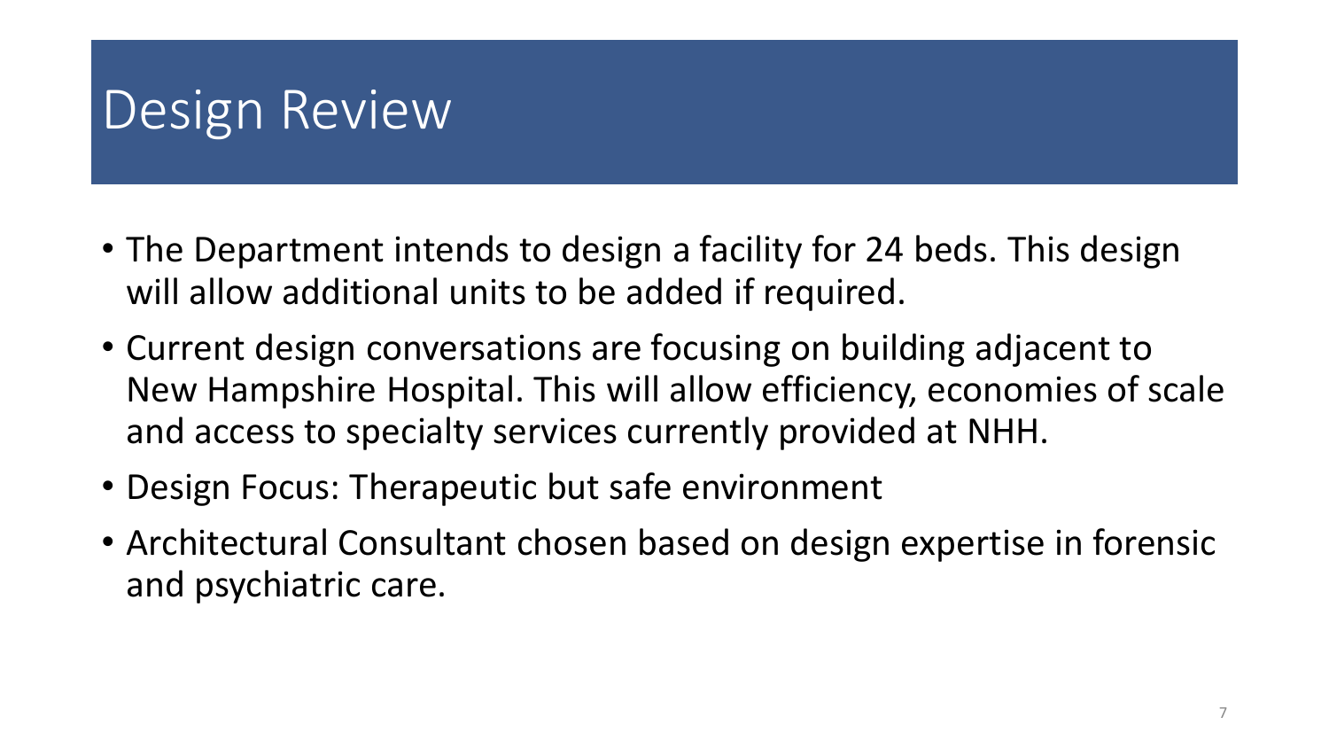# Design Review

- The Department intends to design a facility for 24 beds. This design will allow additional units to be added if required.
- Current design conversations are focusing on building adjacent to New Hampshire Hospital. This will allow efficiency, economies of scale and access to specialty services currently provided at NHH.
- Design Focus: Therapeutic but safe environment
- Architectural Consultant chosen based on design expertise in forensic and psychiatric care.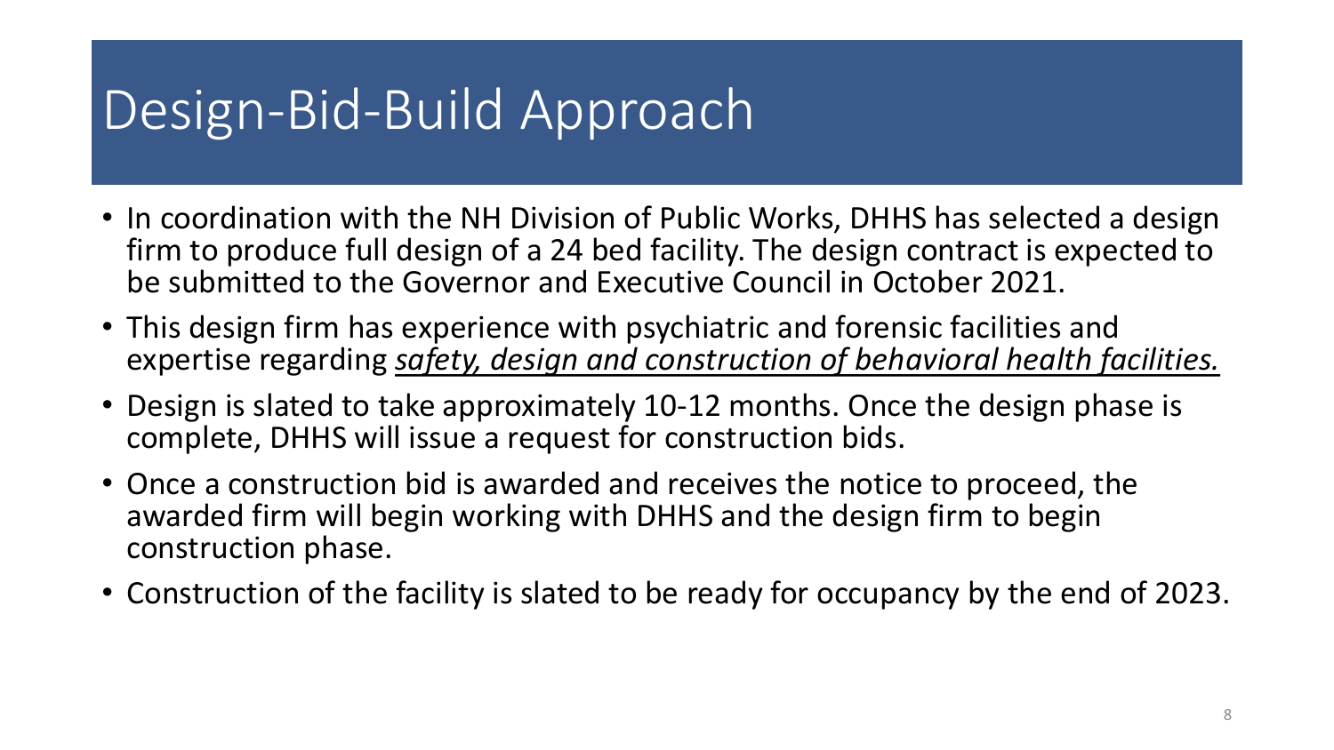# Design-Bid-Build Approach

- In coordination with the NH Division of Public Works, DHHS has selected a design firm to produce full design of a 24 bed facility. The design contract is expected to be submitted to the Governor and Executive Council in October 2021.
- This design firm has experience with psychiatric and forensic facilities and expertise regarding *<u>safety, design and construction of behavioral health facilities.</u>*
- Design is slated to take approximately 10-12 months. Once the design phase is complete, DHHS will issue a request for construction bids.
- Once a construction bid is awarded and receives the notice to proceed, the awarded firm will begin working with DHHS and the design firm to begin construction phase.
- Construction of the facility is slated to be ready for occupancy by the end of 2023.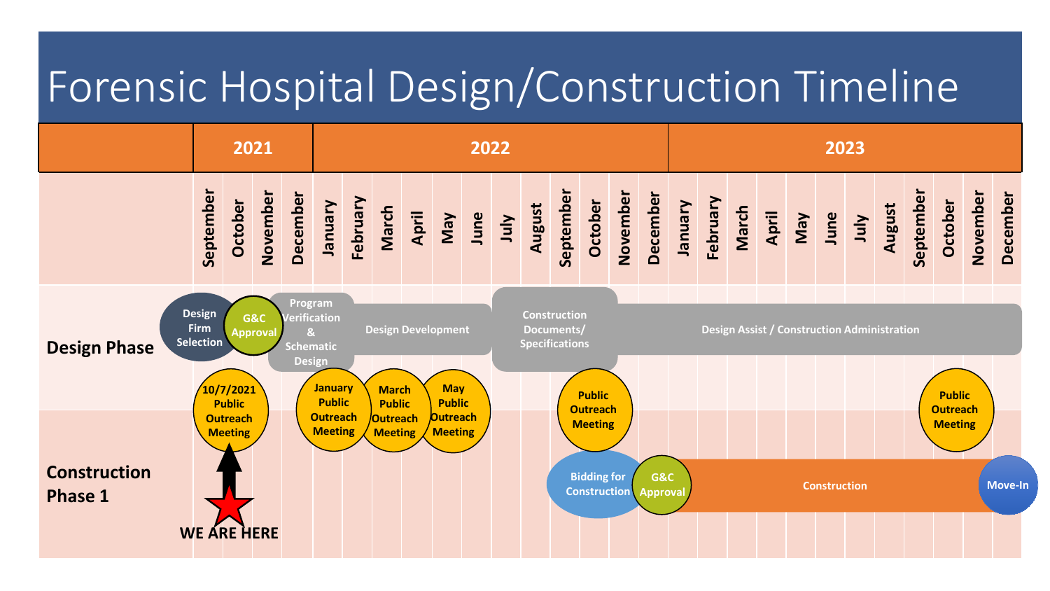# Forensic Hospital Design/Construction Timeline

| | 2021 | | | | 2022 | | | | | | | | | | | | 2023 | | | | | | | | | | | |
|---|---|---|---|---|---|---|---|---|---|---|---|---|---|---|---|---|---|---|---|---|---|---|---|---|---|---|---|---|
| | September | October | November | December | January | February | March | April | May | June | July | August | September | October | November | December | January | February | March | April | May | June | July | August | September | October | November | December |

**Design Phase**

- Design Firm Selection
- G&C Approval
- Program Verification & Schematic Design
- Design Development
- Construction Documents/ Specifications
- Design Assist / Construction Administration

Public outreach meetings:

- 10/7/2021 Public Outreach Meeting
- January Public Outreach Meeting
- March Public Outreach Meeting
- May Public Outreach Meeting
- Public Outreach Meeting (September 2022)
- Public Outreach Meeting (October 2023)

**Construction Phase 1**

- Bidding for Construction
- G&C Approval
- Construction
- Move-In

WE ARE HERE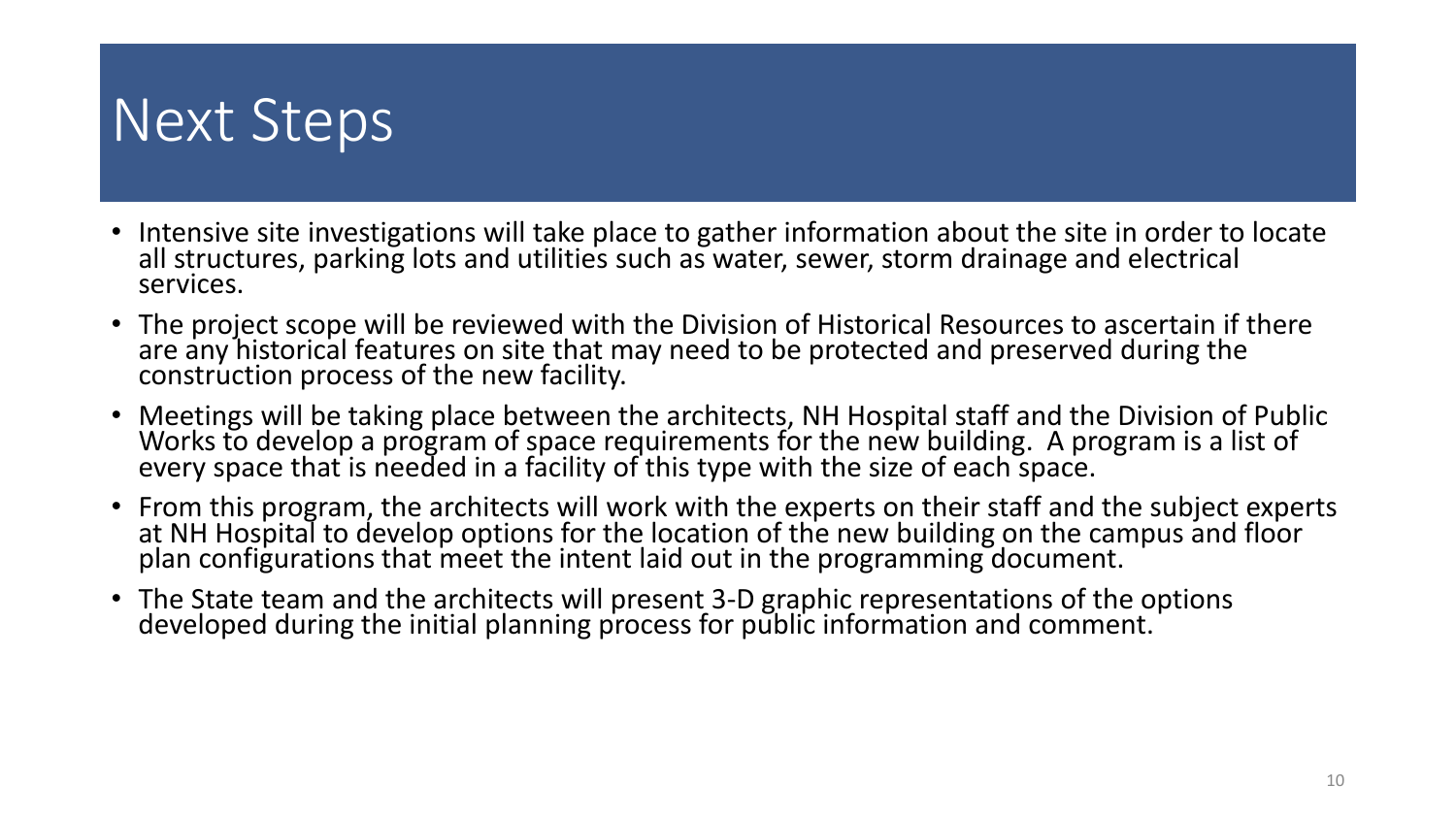# Next Steps

- Intensive site investigations will take place to gather information about the site in order to locate all structures, parking lots and utilities such as water, sewer, storm drainage and electrical services.
- The project scope will be reviewed with the Division of Historical Resources to ascertain if there are any historical features on site that may need to be protected and preserved during the construction process of the new facility.
- Meetings will be taking place between the architects, NH Hospital staff and the Division of Public Works to develop a program of space requirements for the new building. A program is a list of every space that is needed in a facility of this type with the size of each space.
- From this program, the architects will work with the experts on their staff and the subject experts at NH Hospital to develop options for the location of the new building on the campus and floor plan configurations that meet the intent laid out in the programming document.
- The State team and the architects will present 3-D graphic representations of the options developed during the initial planning process for public information and comment.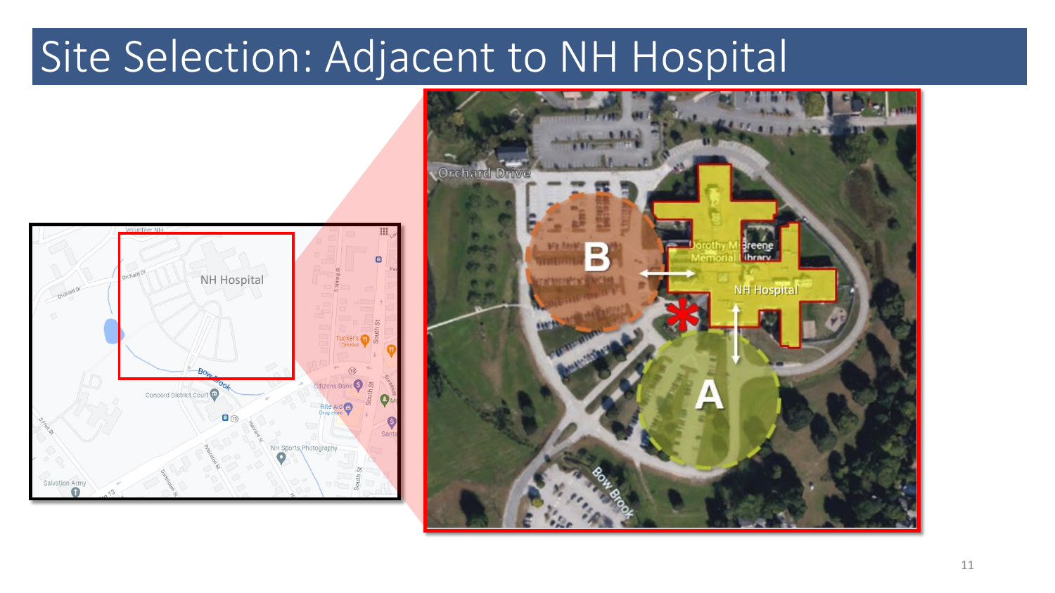# Site Selection: Adjacent to NH Hospital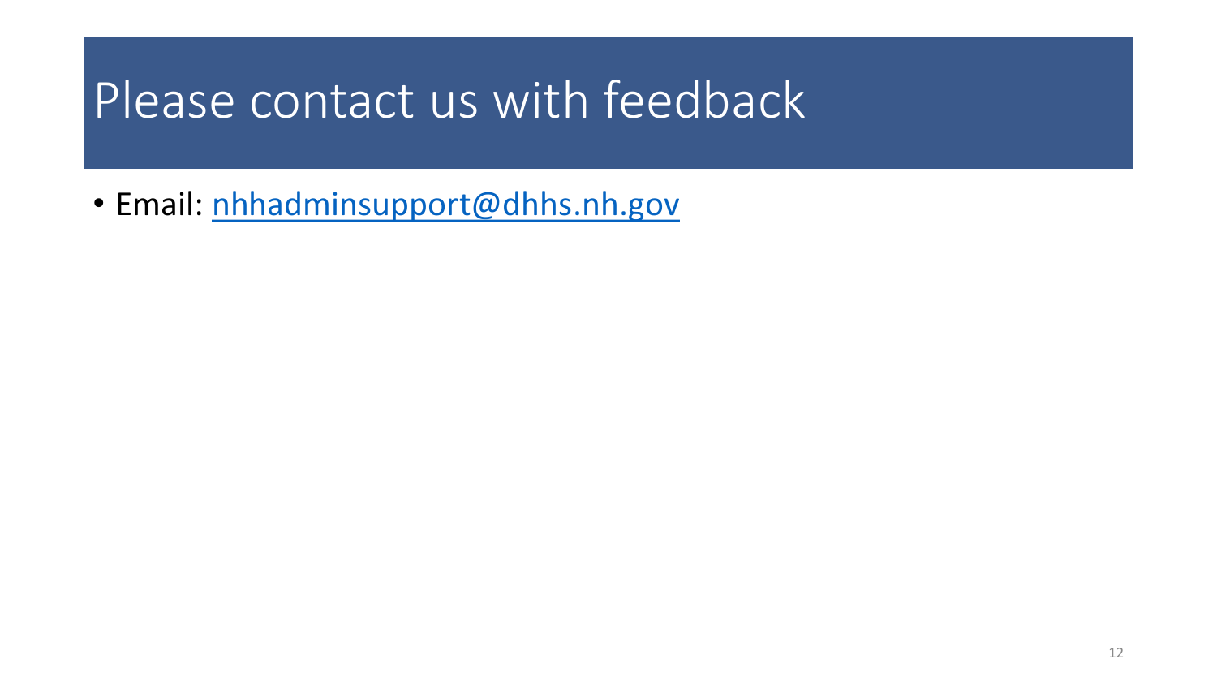# Please contact us with feedback

- Email: nhhadminsupport@dhhs.nh.gov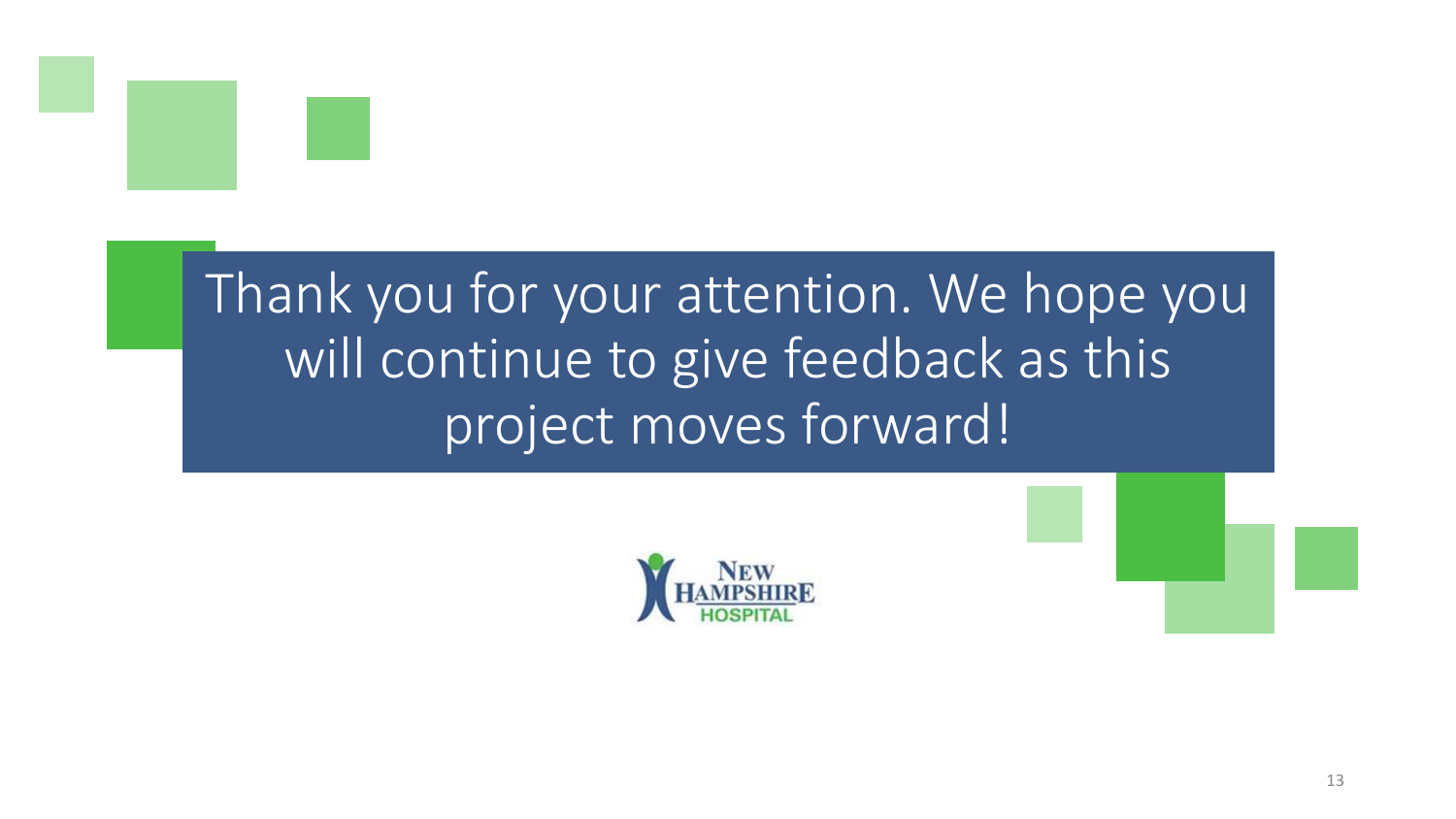# Thank you for your attention. We hope you will continue to give feedback as this project moves forward!

NEW HAMPSHIRE HOSPITAL